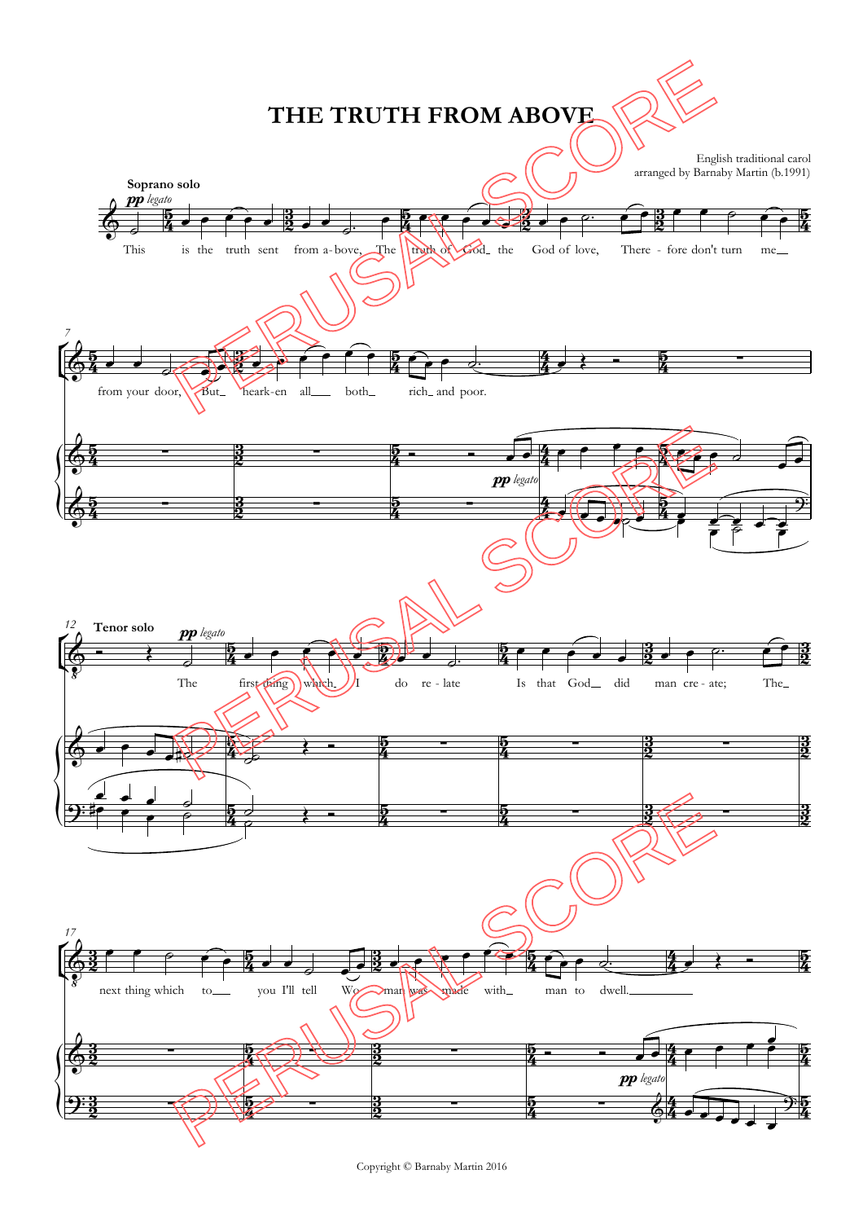# THE TRUTH FROM ABOVE

English traditional carol
arranged by Barnaby Martin (b.1991)

**Soprano solo**

*pp legato*

This is the truth sent from a-bove, The truth of God the God of love, There-fore don't turn me from your door, But hearken all both rich and poor.

**Tenor solo**

*pp legato*

The first thing which I do re-late Is that God did man cre-ate; The next thing which to you I'll tell Wo-man was made with man to dwell.

Copyright © Barnaby Martin 2016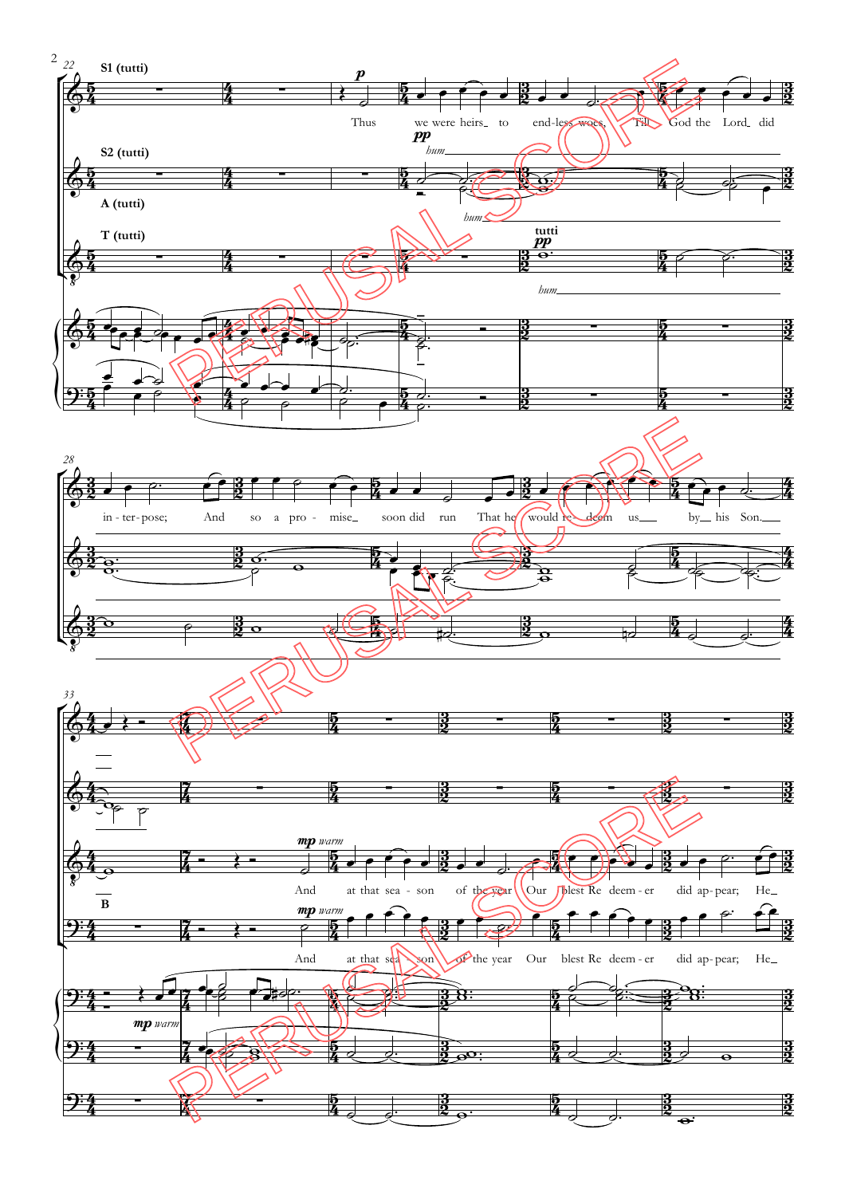S1 (tutti)

S2 (tutti)

A (tutti)

T (tutti)

*p*

Thus we were heirs_ to end-less woes, Till God the Lord_ did

*pp* *hum*

*hum*

tutti *pp*

*hum*

in - ter - pose; And so a pro - mise_ soon did run That he would re - deem us_ by_ his Son.

B

*mp warm*

And at that sea - son of the year Our blest Re deem - er did ap - pear; He_

*mp warm*

And at that sea - son of the year Our blest Re deem - er did ap - pear; He_

*mp warm*

PERUSAL SCORE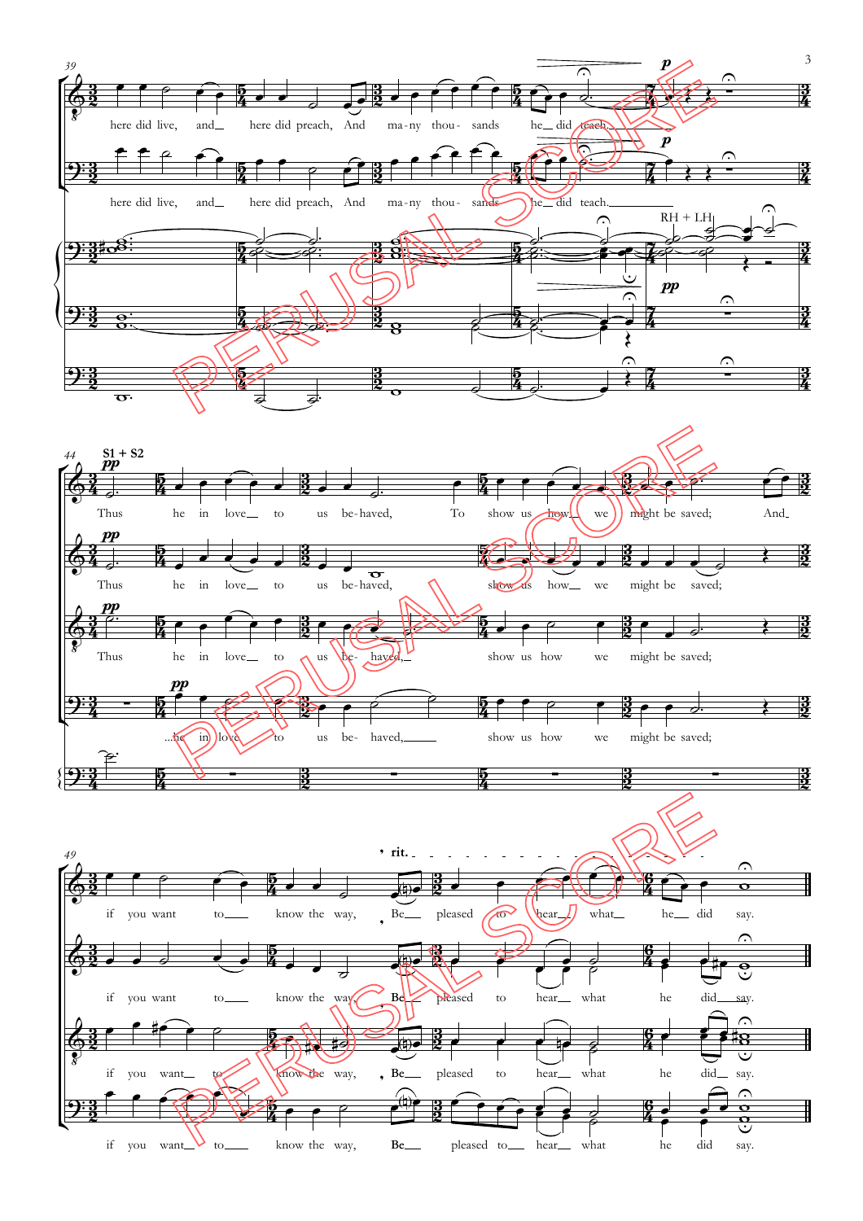here did live, and here did preach, And ma-ny thou- sands he did teach.

Thus he in love to us be-haved, To show us how we might be saved; And

if you want to know the way, Be pleased to hear what he did say.